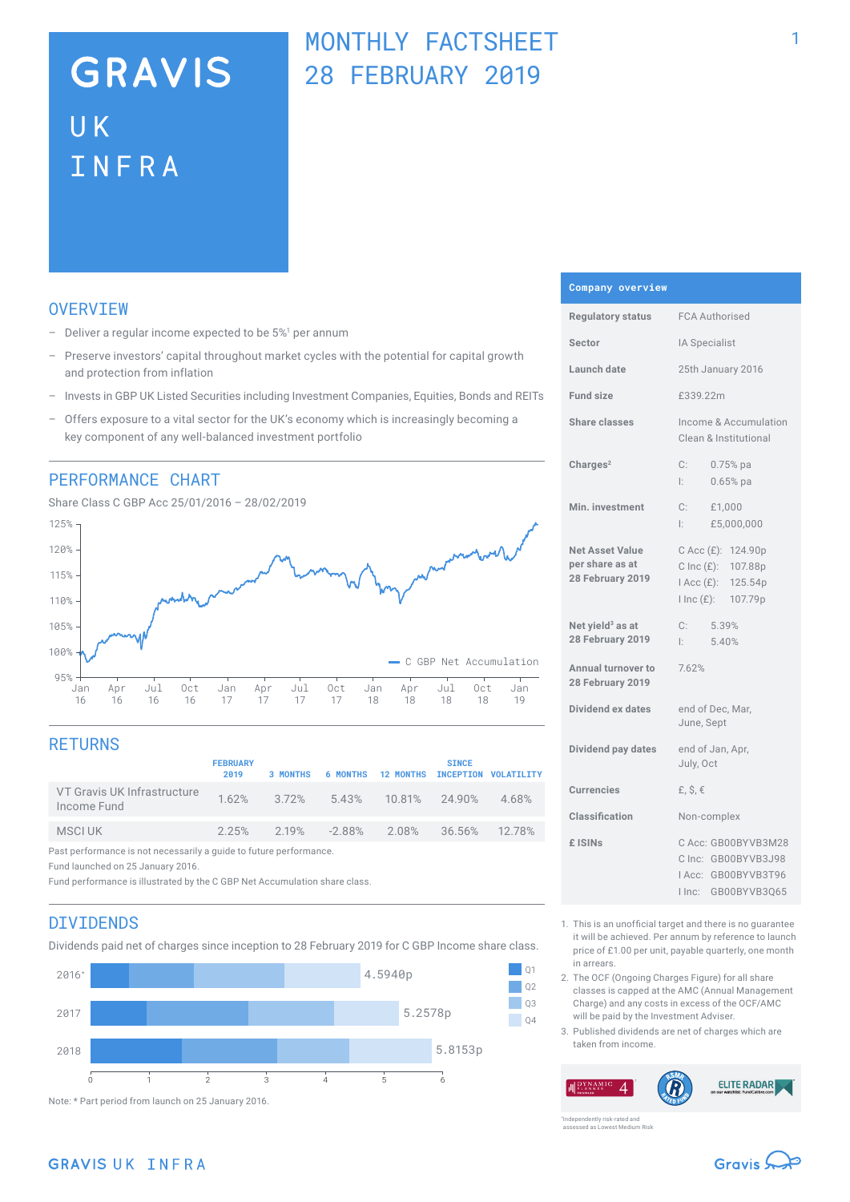# GRAVIS UK INFRA

## MONTHLY FACTSHEET 28 FEBRUARY 2019

## OVERVIEW

- Deliver a regular income expected to be 5%[1] per annum
- Preserve investors' capital throughout market cycles with the potential for capital growth and protection from inflation
- Invests in GBP UK Listed Securities including Investment Companies, Equities, Bonds and REITs
- Offers exposure to a vital sector for the UK's economy which is increasingly becoming a key component of any well-balanced investment portfolio

## PERFORMANCE CHART

Share Class C GBP Acc 25/01/2016 – 28/02/2019

C GBP Net Accumulation

## RETURNS

| | FEBRUARY 2019 | 3 MONTHS | 6 MONTHS | 12 MONTHS | SINCE INCEPTION | VOLATILITY |
|---|---|---|---|---|---|---|
| VT Gravis UK Infrastructure Income Fund | 1.62% | 3.72% | 5.43% | 10.81% | 24.90% | 4.68% |
| MSCI UK | 2.25% | 2.19% | -2.88% | 2.08% | 36.56% | 12.78% |

Past performance is not necessarily a guide to future performance.

Fund launched on 25 January 2016.

Fund performance is illustrated by the C GBP Net Accumulation share class.

## DIVIDENDS

Dividends paid net of charges since inception to 28 February 2019 for C GBP Income share class.

| Year | Total |
|---|---|
| 2016* | 4.5940p |
| 2017 | 5.2578p |
| 2018 | 5.8153p |

Note: * Part period from launch on 25 January 2016.

## Company overview

| | |
|---|---|
| Regulatory status | FCA Authorised |
| Sector | IA Specialist |
| Launch date | 25th January 2016 |
| Fund size | £339.22m |
| Share classes | Income & Accumulation Clean & Institutional |
| Charges[2] | C: 0.75% pa<br>I: 0.65% pa |
| Min. investment | C: £1,000<br>I: £5,000,000 |
| Net Asset Value per share as at 28 February 2019 | C Acc (£): 124.90p<br>C Inc (£): 107.88p<br>I Acc (£): 125.54p<br>I Inc (£): 107.79p |
| Net yield[3] as at 28 February 2019 | C: 5.39%<br>I: 5.40% |
| Annual turnover to 28 February 2019 | 7.62% |
| Dividend ex dates | end of Dec, Mar, June, Sept |
| Dividend pay dates | end of Jan, Apr, July, Oct |
| Currencies | £, $, € |
| Classification | Non-complex |
| £ ISINs | C Acc: GB00BYVB3M28<br>C Inc: GB00BYVB3J98<br>I Acc: GB00BYVB3T96<br>I Inc: GB00BYVB3Q65 |

1. This is an unofficial target and there is no guarantee it will be achieved. Per annum by reference to launch price of £1.00 per unit, payable quarterly, one month in arrears.
2. The OCF (Ongoing Charges Figure) for all share classes is capped at the AMC (Annual Management Charge) and any costs in excess of the OCF/AMC will be paid by the Investment Adviser.
3. Published dividends are net of charges which are taken from income.

\*Independently risk-rated and assessed as Lowest Medium Risk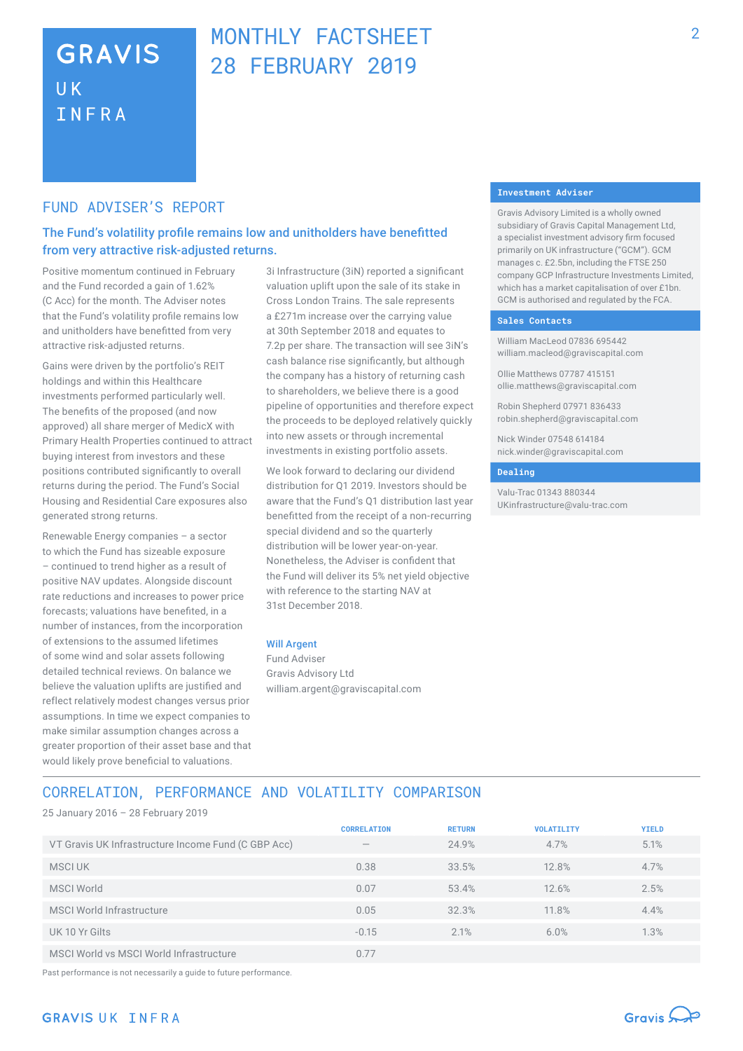# GRAVIS UK INFRA

# MONTHLY FACTSHEET 28 FEBRUARY 2019

## FUND ADVISER'S REPORT

### The Fund's volatility profile remains low and unitholders have benefitted from very attractive risk-adjusted returns.

Positive momentum continued in February and the Fund recorded a gain of 1.62% (C Acc) for the month. The Adviser notes that the Fund's volatility profile remains low and unitholders have benefitted from very attractive risk-adjusted returns.

Gains were driven by the portfolio's REIT holdings and within this Healthcare investments performed particularly well. The benefits of the proposed (and now approved) all share merger of MedicX with Primary Health Properties continued to attract buying interest from investors and these positions contributed significantly to overall returns during the period. The Fund's Social Housing and Residential Care exposures also generated strong returns.

Renewable Energy companies – a sector to which the Fund has sizeable exposure – continued to trend higher as a result of positive NAV updates. Alongside discount rate reductions and increases to power price forecasts; valuations have benefited, in a number of instances, from the incorporation of extensions to the assumed lifetimes of some wind and solar assets following detailed technical reviews. On balance we believe the valuation uplifts are justified and reflect relatively modest changes versus prior assumptions. In time we expect companies to make similar assumption changes across a greater proportion of their asset base and that would likely prove beneficial to valuations.

3i Infrastructure (3iN) reported a significant valuation uplift upon the sale of its stake in Cross London Trains. The sale represents a £271m increase over the carrying value at 30th September 2018 and equates to 7.2p per share. The transaction will see 3iN's cash balance rise significantly, but although the company has a history of returning cash to shareholders, we believe there is a good pipeline of opportunities and therefore expect the proceeds to be deployed relatively quickly into new assets or through incremental investments in existing portfolio assets.

We look forward to declaring our dividend distribution for Q1 2019. Investors should be aware that the Fund's Q1 distribution last year benefitted from the receipt of a non-recurring special dividend and so the quarterly distribution will be lower year-on-year. Nonetheless, the Adviser is confident that the Fund will deliver its 5% net yield objective with reference to the starting NAV at 31st December 2018.

**Will Argent**
Fund Adviser
Gravis Advisory Ltd
william.argent@graviscapital.com

### Investment Adviser

Gravis Advisory Limited is a wholly owned subsidiary of Gravis Capital Management Ltd, a specialist investment advisory firm focused primarily on UK infrastructure ("GCM"). GCM manages c. £2.5bn, including the FTSE 250 company GCP Infrastructure Investments Limited, which has a market capitalisation of over £1bn. GCM is authorised and regulated by the FCA.

### Sales Contacts

William MacLeod 07836 695442
william.macleod@graviscapital.com

Ollie Matthews 07787 415151
ollie.matthews@graviscapital.com

Robin Shepherd 07971 836433
robin.shepherd@graviscapital.com

Nick Winder 07548 614184
nick.winder@graviscapital.com

### Dealing

Valu-Trac 01343 880344
UKinfrastructure@valu-trac.com

## CORRELATION, PERFORMANCE AND VOLATILITY COMPARISON

25 January 2016 – 28 February 2019

| | CORRELATION | RETURN | VOLATILITY | YIELD |
|---|---|---|---|---|
| VT Gravis UK Infrastructure Income Fund (C GBP Acc) | – | 24.9% | 4.7% | 5.1% |
| MSCI UK | 0.38 | 33.5% | 12.8% | 4.7% |
| MSCI World | 0.07 | 53.4% | 12.6% | 2.5% |
| MSCI World Infrastructure | 0.05 | 32.3% | 11.8% | 4.4% |
| UK 10 Yr Gilts | -0.15 | 2.1% | 6.0% | 1.3% |
| MSCI World vs MSCI World Infrastructure | 0.77 | | | |

Past performance is not necessarily a guide to future performance.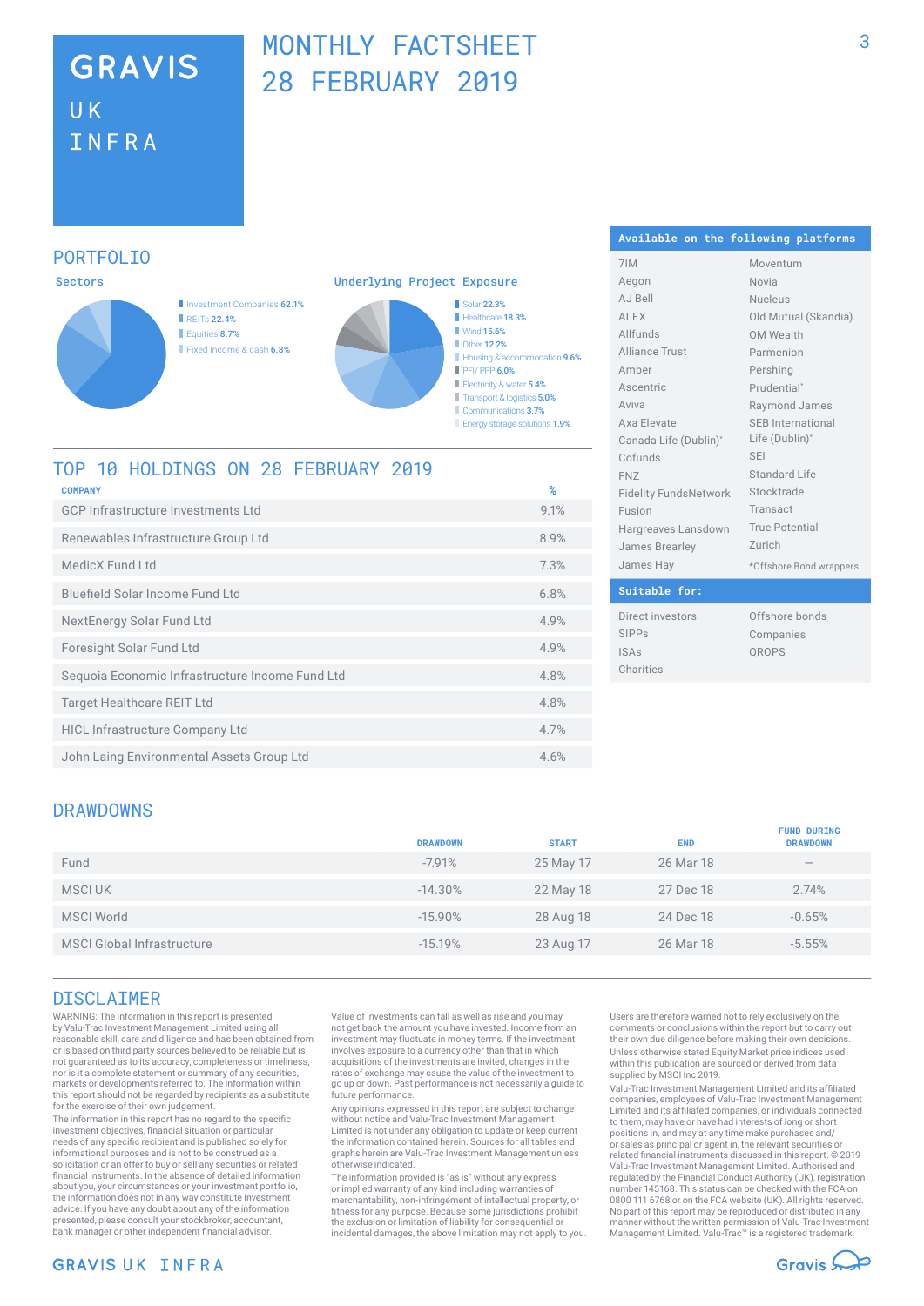# GRAVIS UK INFRA

# MONTHLY FACTSHEET 28 FEBRUARY 2019

## PORTFOLIO

### Sectors

Investment Companies 62.1%
REITs 22.4%
Equities 8.7%
Fixed Income & cash 6.8%

### Underlying Project Exposure

Solar 22.3%
Healthcare 18.3%
Wind 15.6%
Other 12.2%
Housing & accommodation 9.6%
PFI/ PPP 6.0%
Electricity & water 5.4%
Transport & logistics 5.0%
Communications 3.7%
Energy storage solutions 1.9%

## TOP 10 HOLDINGS ON 28 FEBRUARY 2019

| COMPANY | % |
|---|---|
| GCP Infrastructure Investments Ltd | 9.1% |
| Renewables Infrastructure Group Ltd | 8.9% |
| MedicX Fund Ltd | 7.3% |
| Bluefield Solar Income Fund Ltd | 6.8% |
| NextEnergy Solar Fund Ltd | 4.9% |
| Foresight Solar Fund Ltd | 4.9% |
| Sequoia Economic Infrastructure Income Fund Ltd | 4.8% |
| Target Healthcare REIT Ltd | 4.8% |
| HICL Infrastructure Company Ltd | 4.7% |
| John Laing Environmental Assets Group Ltd | 4.6% |

### Available on the following platforms

7IM
Aegon
AJ Bell
ALEX
Allfunds
Alliance Trust
Amber
Ascentric
Aviva
Axa Elevate
Canada Life (Dublin)*
Cofunds
FNZ
Fidelity FundsNetwork
Fusion
Hargreaves Lansdown
James Brearley
James Hay
Moventum
Novia
Nucleus
Old Mutual (Skandia)
OM Wealth
Parmenion
Pershing
Prudential*
Raymond James
SEB International Life (Dublin)*
SEI
Standard Life
Stocktrade
Transact
True Potential
Zurich

*Offshore Bond wrappers

### Suitable for:

Direct investors
SIPPs
ISAs
Charities
Offshore bonds
Companies
QROPS

## DRAWDOWNS

| | DRAWDOWN | START | END | FUND DURING DRAWDOWN |
|---|---|---|---|---|
| Fund | -7.91% | 25 May 17 | 26 Mar 18 | — |
| MSCI UK | -14.30% | 22 May 18 | 27 Dec 18 | 2.74% |
| MSCI World | -15.90% | 28 Aug 18 | 24 Dec 18 | -0.65% |
| MSCI Global Infrastructure | -15.19% | 23 Aug 17 | 26 Mar 18 | -5.55% |

## DISCLAIMER

WARNING: The information in this report is presented by Valu-Trac Investment Management Limited using all reasonable skill, care and diligence and has been obtained from or is based on third party sources believed to be reliable but is not guaranteed as to its accuracy, completeness or timeliness, nor is it a complete statement or summary of any securities, markets or developments referred to. The information within this report should not be regarded by recipients as a substitute for the exercise of their own judgement.

The information in this report has no regard to the specific investment objectives, financial situation or particular needs of any specific recipient and is published solely for informational purposes and is not to be construed as a solicitation or an offer to buy or sell any securities or related financial instruments. In the absence of detailed information about you, your circumstances or your investment portfolio, the information does not in any way constitute investment advice. If you have any doubt about any of the information presented, please consult your stockbroker, accountant, bank manager or other independent financial advisor.

Value of investments can fall as well as rise and you may not get back the amount you have invested. Income from an investment may fluctuate in money terms. If the investment involves exposure to a currency other than that in which acquisitions of the investments are invited, changes in the rates of exchange may cause the value of the investment to go up or down. Past performance is not necessarily a guide to future performance.

Any opinions expressed in this report are subject to change without notice and Valu-Trac Investment Management Limited is not under any obligation to update or keep current the information contained herein. Sources for all tables and graphs herein are Valu-Trac Investment Management unless otherwise indicated.

The information provided is "as is" without any express or implied warranty of any kind including warranties of merchantability, non-infringement of intellectual property, or fitness for any purpose. Because some jurisdictions prohibit the exclusion or limitation of liability for consequential or incidental damages, the above limitation may not apply to you.

Users are therefore warned not to rely exclusively on the comments or conclusions within the report but to carry out their own due diligence before making their own decisions.

Unless otherwise stated Equity Market price indices used within this publication are sourced or derived from data supplied by MSCI Inc 2019.

Valu-Trac Investment Management Limited and its affiliated companies, employees of Valu-Trac Investment Management Limited and its affiliated companies, or individuals connected to them, may have or have had interests of long or short positions in, and may at any time make purchases and/ or sales as principal or agent in, the relevant securities or related financial instruments discussed in this report. © 2019 Valu-Trac Investment Management Limited. Authorised and regulated by the Financial Conduct Authority (UK), registration number 145168. This status can be checked with the FCA on 0800 111 6768 or on the FCA website (UK). All rights reserved. No part of this report may be reproduced or distributed in any manner without the written permission of Valu-Trac Investment Management Limited. Valu-Trac™ is a registered trademark.